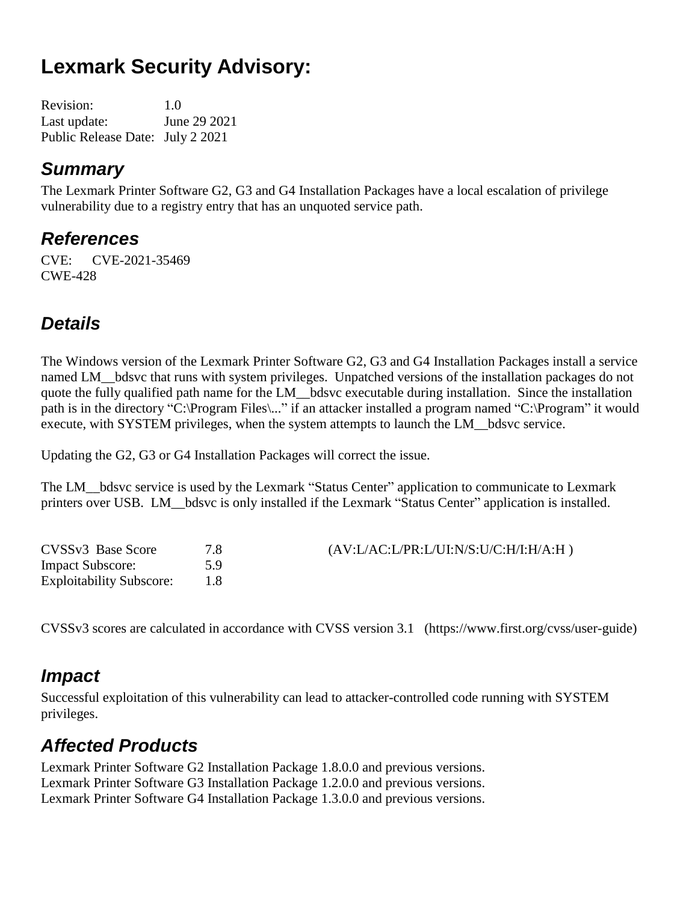# Lexmark Security Advisory:

Revision: 1.0
Last update: June 29 2021
Public Release Date: July 2 2021

## *Summary*

The Lexmark Printer Software G2, G3 and G4 Installation Packages have a local escalation of privilege vulnerability due to a registry entry that has an unquoted service path.

## *References*

CVE: CVE-2021-35469
CWE-428

## *Details*

The Windows version of the Lexmark Printer Software G2, G3 and G4 Installation Packages install a service named LM__bdsvc that runs with system privileges. Unpatched versions of the installation packages do not quote the fully qualified path name for the LM__bdsvc executable during installation. Since the installation path is in the directory "C:\Program Files\..." if an attacker installed a program named "C:\Program" it would execute, with SYSTEM privileges, when the system attempts to launch the LM__bdsvc service.

Updating the G2, G3 or G4 Installation Packages will correct the issue.

The LM__bdsvc service is used by the Lexmark "Status Center" application to communicate to Lexmark printers over USB. LM__bdsvc is only installed if the Lexmark "Status Center" application is installed.

| | | |
|---|---|---|
| CVSSv3 Base Score | 7.8 | (AV:L/AC:L/PR:L/UI:N/S:U/C:H/I:H/A:H ) |
| Impact Subscore: | 5.9 | |
| Exploitability Subscore: | 1.8 | |

CVSSv3 scores are calculated in accordance with CVSS version 3.1 (https://www.first.org/cvss/user-guide)

## *Impact*

Successful exploitation of this vulnerability can lead to attacker-controlled code running with SYSTEM privileges.

## *Affected Products*

Lexmark Printer Software G2 Installation Package 1.8.0.0 and previous versions.
Lexmark Printer Software G3 Installation Package 1.2.0.0 and previous versions.
Lexmark Printer Software G4 Installation Package 1.3.0.0 and previous versions.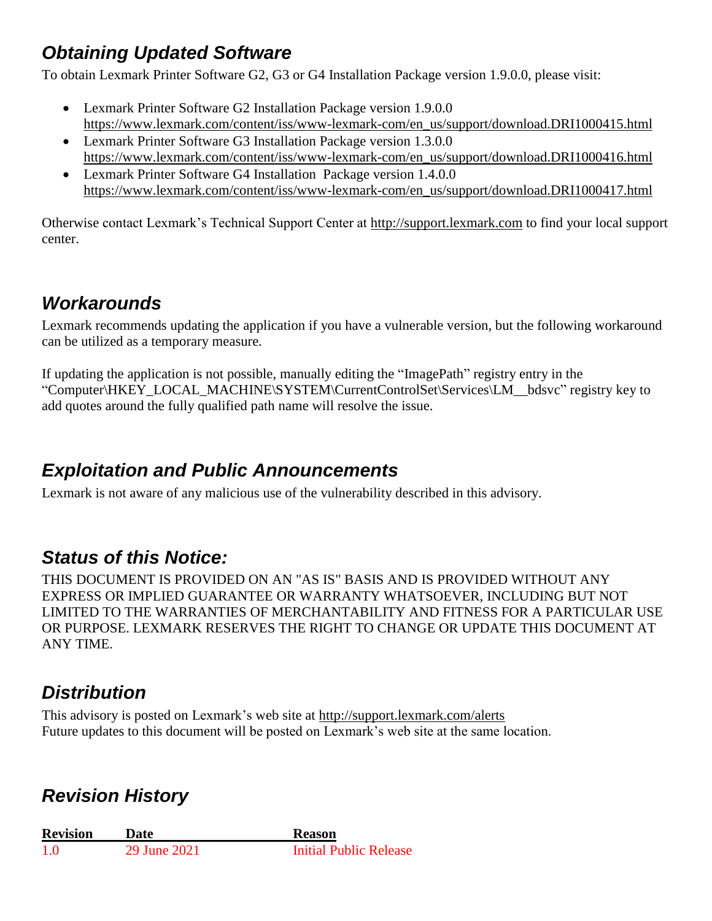## *Obtaining Updated Software*

To obtain Lexmark Printer Software G2, G3 or G4 Installation Package version 1.9.0.0, please visit:

- Lexmark Printer Software G2 Installation Package version 1.9.0.0 https://www.lexmark.com/content/iss/www-lexmark-com/en_us/support/download.DRI1000415.html
- Lexmark Printer Software G3 Installation Package version 1.3.0.0 https://www.lexmark.com/content/iss/www-lexmark-com/en_us/support/download.DRI1000416.html
- Lexmark Printer Software G4 Installation Package version 1.4.0.0 https://www.lexmark.com/content/iss/www-lexmark-com/en_us/support/download.DRI1000417.html

Otherwise contact Lexmark's Technical Support Center at http://support.lexmark.com to find your local support center.

## *Workarounds*

Lexmark recommends updating the application if you have a vulnerable version, but the following workaround can be utilized as a temporary measure.

If updating the application is not possible, manually editing the "ImagePath" registry entry in the "Computer\HKEY_LOCAL_MACHINE\SYSTEM\CurrentControlSet\Services\LM__bdsvc" registry key to add quotes around the fully qualified path name will resolve the issue.

## *Exploitation and Public Announcements*

Lexmark is not aware of any malicious use of the vulnerability described in this advisory.

## *Status of this Notice:*

THIS DOCUMENT IS PROVIDED ON AN "AS IS" BASIS AND IS PROVIDED WITHOUT ANY EXPRESS OR IMPLIED GUARANTEE OR WARRANTY WHATSOEVER, INCLUDING BUT NOT LIMITED TO THE WARRANTIES OF MERCHANTABILITY AND FITNESS FOR A PARTICULAR USE OR PURPOSE. LEXMARK RESERVES THE RIGHT TO CHANGE OR UPDATE THIS DOCUMENT AT ANY TIME.

## *Distribution*

This advisory is posted on Lexmark's web site at http://support.lexmark.com/alerts
Future updates to this document will be posted on Lexmark's web site at the same location.

## *Revision History*

| Revision | Date | Reason |
|---|---|---|
| 1.0 | 29 June 2021 | Initial Public Release |